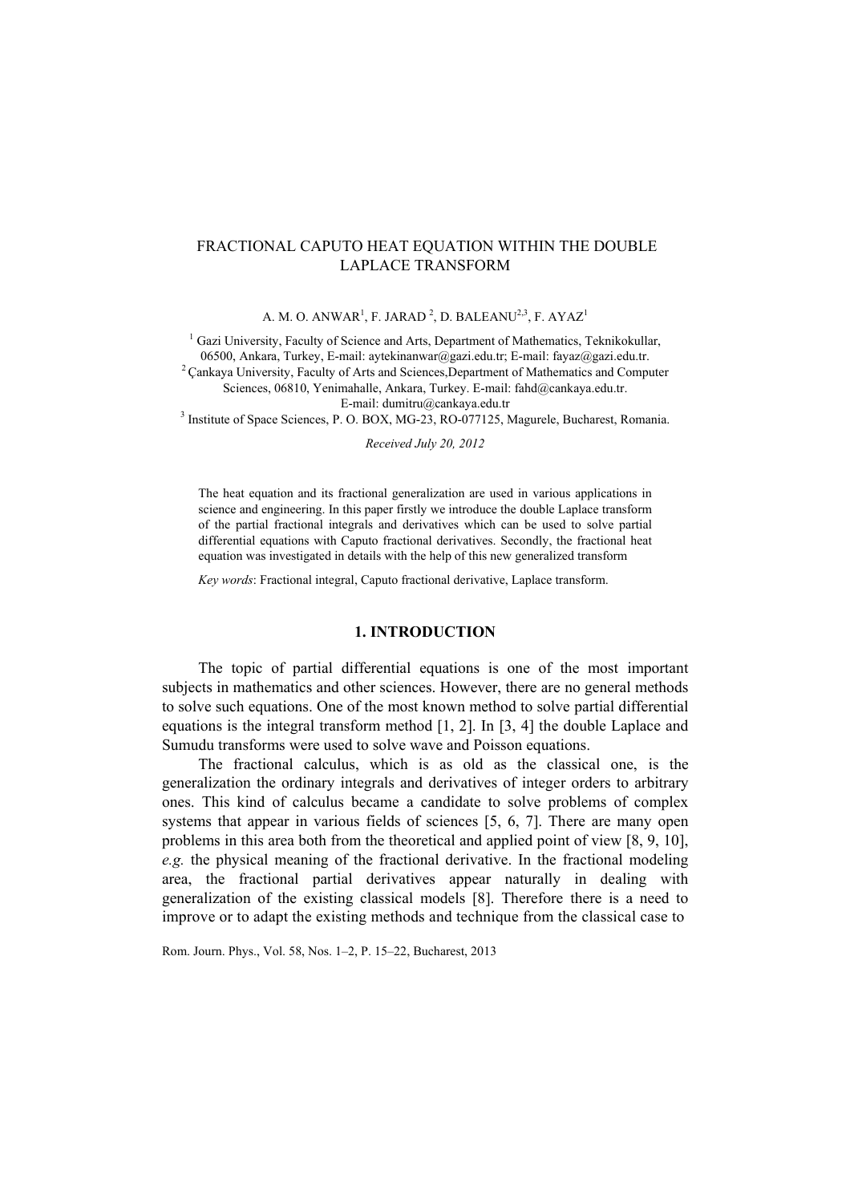# FRACTIONAL CAPUTO HEAT EQUATION WITHIN THE DOUBLE LAPLACE TRANSFORM

A. M. O. ANWAR[1], F. JARAD [2], D. BALEANU[2,3], F. AYAZ[1]

[1] Gazi University, Faculty of Science and Arts, Department of Mathematics, Teknikokullar, 06500, Ankara, Turkey, E-mail: aytekinanwar@gazi.edu.tr; E-mail: fayaz@gazi.edu.tr.
[2] Çankaya University, Faculty of Arts and Sciences,Department of Mathematics and Computer Sciences, 06810, Yenimahalle, Ankara, Turkey. E-mail: fahd@cankaya.edu.tr. E-mail: dumitru@cankaya.edu.tr
[3] Institute of Space Sciences, P. O. BOX, MG-23, RO-077125, Magurele, Bucharest, Romania.

*Received July 20, 2012*

The heat equation and its fractional generalization are used in various applications in science and engineering. In this paper firstly we introduce the double Laplace transform of the partial fractional integrals and derivatives which can be used to solve partial differential equations with Caputo fractional derivatives. Secondly, the fractional heat equation was investigated in details with the help of this new generalized transform

*Key words*: Fractional integral, Caputo fractional derivative, Laplace transform.

## 1. INTRODUCTION

The topic of partial differential equations is one of the most important subjects in mathematics and other sciences. However, there are no general methods to solve such equations. One of the most known method to solve partial differential equations is the integral transform method [1, 2]. In [3, 4] the double Laplace and Sumudu transforms were used to solve wave and Poisson equations.

The fractional calculus, which is as old as the classical one, is the generalization the ordinary integrals and derivatives of integer orders to arbitrary ones. This kind of calculus became a candidate to solve problems of complex systems that appear in various fields of sciences [5, 6, 7]. There are many open problems in this area both from the theoretical and applied point of view [8, 9, 10], *e.g.* the physical meaning of the fractional derivative. In the fractional modeling area, the fractional partial derivatives appear naturally in dealing with generalization of the existing classical models [8]. Therefore there is a need to improve or to adapt the existing methods and technique from the classical case to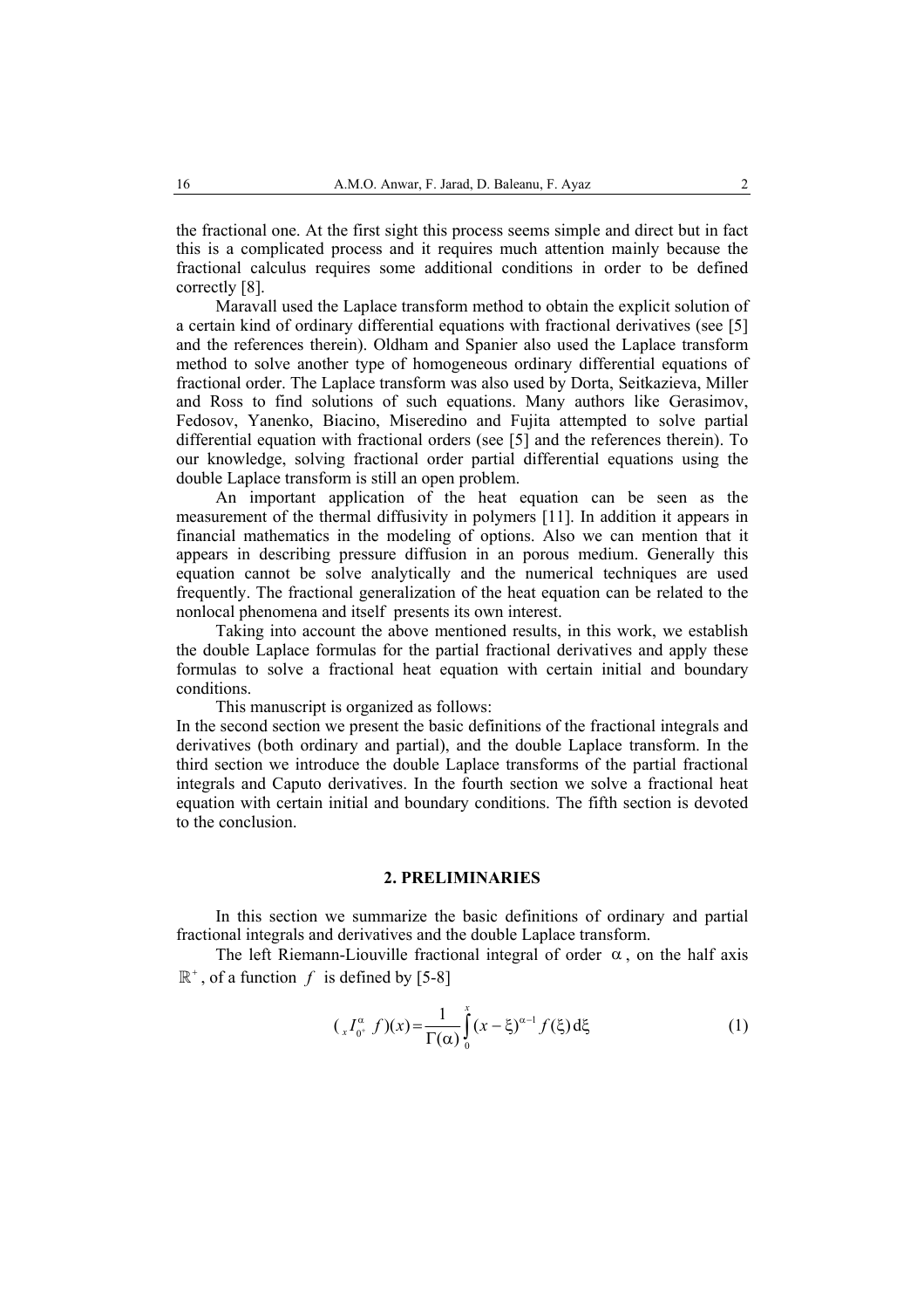the fractional one. At the first sight this process seems simple and direct but in fact this is a complicated process and it requires much attention mainly because the fractional calculus requires some additional conditions in order to be defined correctly [8].

Maravall used the Laplace transform method to obtain the explicit solution of a certain kind of ordinary differential equations with fractional derivatives (see [5] and the references therein). Oldham and Spanier also used the Laplace transform method to solve another type of homogeneous ordinary differential equations of fractional order. The Laplace transform was also used by Dorta, Seitkazieva, Miller and Ross to find solutions of such equations. Many authors like Gerasimov, Fedosov, Yanenko, Biacino, Miseredino and Fujita attempted to solve partial differential equation with fractional orders (see [5] and the references therein). To our knowledge, solving fractional order partial differential equations using the double Laplace transform is still an open problem.

An important application of the heat equation can be seen as the measurement of the thermal diffusivity in polymers [11]. In addition it appears in financial mathematics in the modeling of options. Also we can mention that it appears in describing pressure diffusion in an porous medium. Generally this equation cannot be solve analytically and the numerical techniques are used frequently. The fractional generalization of the heat equation can be related to the nonlocal phenomena and itself presents its own interest.

Taking into account the above mentioned results, in this work, we establish the double Laplace formulas for the partial fractional derivatives and apply these formulas to solve a fractional heat equation with certain initial and boundary conditions.

This manuscript is organized as follows:

In the second section we present the basic definitions of the fractional integrals and derivatives (both ordinary and partial), and the double Laplace transform. In the third section we introduce the double Laplace transforms of the partial fractional integrals and Caputo derivatives. In the fourth section we solve a fractional heat equation with certain initial and boundary conditions. The fifth section is devoted to the conclusion.

## 2. PRELIMINARIES

In this section we summarize the basic definitions of ordinary and partial fractional integrals and derivatives and the double Laplace transform.

The left Riemann-Liouville fractional integral of order $\alpha$, on the half axis $\mathbb{R}^+$, of a function $f$ is defined by [5-8]

$$({}_xI_{0^+}^{\alpha}\, f)(x) = \frac{1}{\Gamma(\alpha)} \int_0^x (x-\xi)^{\alpha-1} f(\xi)\,\mathrm{d}\xi \tag{1}$$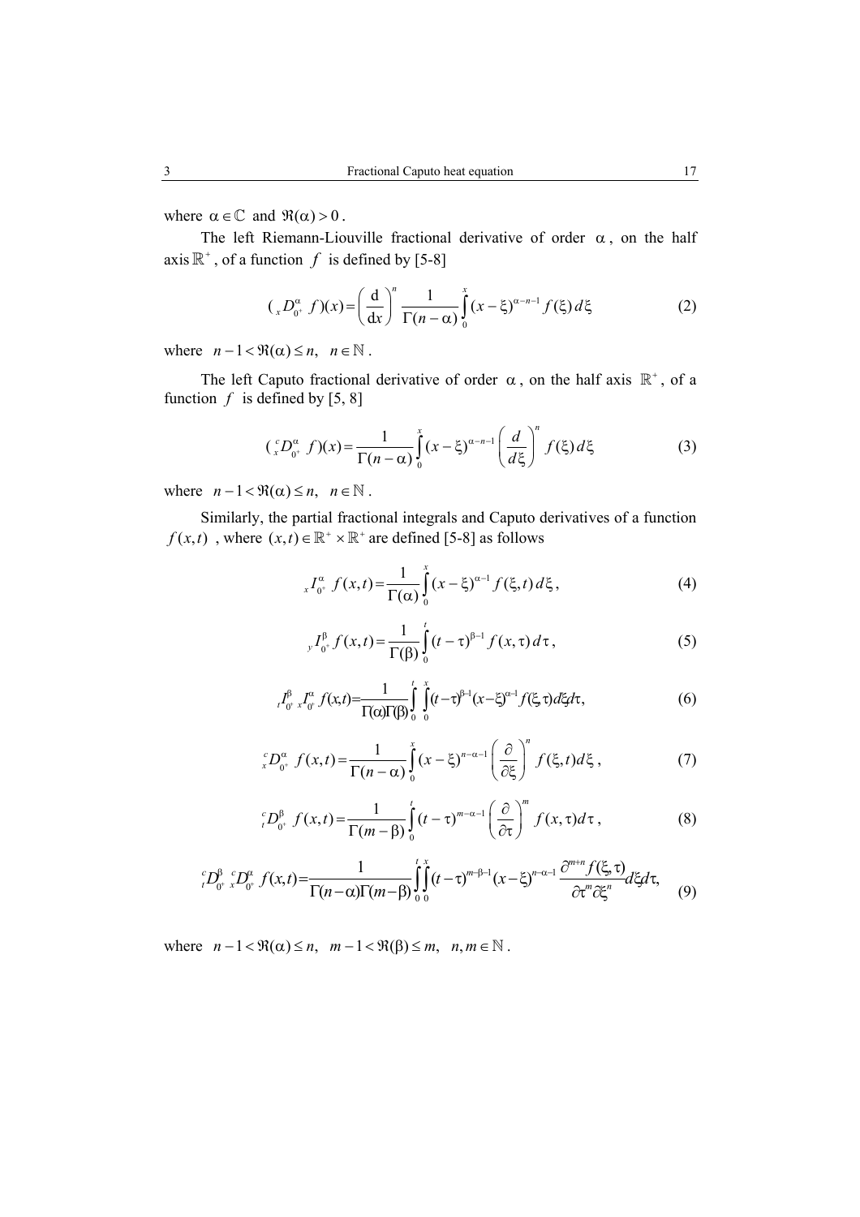where $\alpha \in \mathbb{C}$ and $\Re(\alpha) > 0$.

The left Riemann-Liouville fractional derivative of order $\alpha$, on the half axis $\mathbb{R}^+$, of a function $f$ is defined by [5-8]

$$({}_x D_{0^+}^{\alpha} f)(x) = \left(\frac{\mathrm{d}}{\mathrm{d}x}\right)^n \frac{1}{\Gamma(n-\alpha)} \int_0^x (x-\xi)^{\alpha-n-1} f(\xi)\, d\xi \tag{2}$$

where $n-1 < \Re(\alpha) \leq n, \quad n \in \mathbb{N}$.

The left Caputo fractional derivative of order $\alpha$, on the half axis $\mathbb{R}^+$, of a function $f$ is defined by [5, 8]

$$({}_x^c D_{0^+}^{\alpha} f)(x) = \frac{1}{\Gamma(n-\alpha)} \int_0^x (x-\xi)^{\alpha-n-1} \left(\frac{d}{d\xi}\right)^n f(\xi)\, d\xi \tag{3}$$

where $n-1 < \Re(\alpha) \leq n, \quad n \in \mathbb{N}$.

Similarly, the partial fractional integrals and Caputo derivatives of a function $f(x,t)$ , where $(x,t) \in \mathbb{R}^+ \times \mathbb{R}^+$ are defined [5-8] as follows

$${}_x I_{0^+}^{\alpha} f(x,t) = \frac{1}{\Gamma(\alpha)} \int_0^x (x-\xi)^{\alpha-1} f(\xi,t)\, d\xi, \tag{4}$$

$${}_y I_{0^+}^{\beta} f(x,t) = \frac{1}{\Gamma(\beta)} \int_0^t (t-\tau)^{\beta-1} f(x,\tau)\, d\tau, \tag{5}$$

$${}_t I_{0^+}^{\beta}\, {}_x I_{0^+}^{\alpha} f(x,t) = \frac{1}{\Gamma(\alpha)\Gamma(\beta)} \int_0^t \int_0^x (t-\tau)^{\beta-1} (x-\xi)^{\alpha-1} f(\xi,\tau)\, d\xi d\tau, \tag{6}$$

$${}_x^c D_{0^+}^{\alpha} f(x,t) = \frac{1}{\Gamma(n-\alpha)} \int_0^x (x-\xi)^{n-\alpha-1} \left(\frac{\partial}{\partial \xi}\right)^n f(\xi,t) d\xi, \tag{7}$$

$${}_t^c D_{0^+}^{\beta} f(x,t) = \frac{1}{\Gamma(m-\beta)} \int_0^t (t-\tau)^{m-\alpha-1} \left(\frac{\partial}{\partial \tau}\right)^m f(x,\tau) d\tau, \tag{8}$$

$${}_t^c D_{0^+}^{\beta}\, {}_x^c D_{0^+}^{\alpha} f(x,t) = \frac{1}{\Gamma(n-\alpha)\Gamma(m-\beta)} \int_0^t \int_0^x (t-\tau)^{m-\beta-1} (x-\xi)^{n-\alpha-1} \frac{\partial^{m+n} f(\xi,\tau)}{\partial \tau^m \partial \xi^n} d\xi d\tau, \tag{9}$$

where $n-1 < \Re(\alpha) \leq n, \quad m-1 < \Re(\beta) \leq m, \quad n, m \in \mathbb{N}$.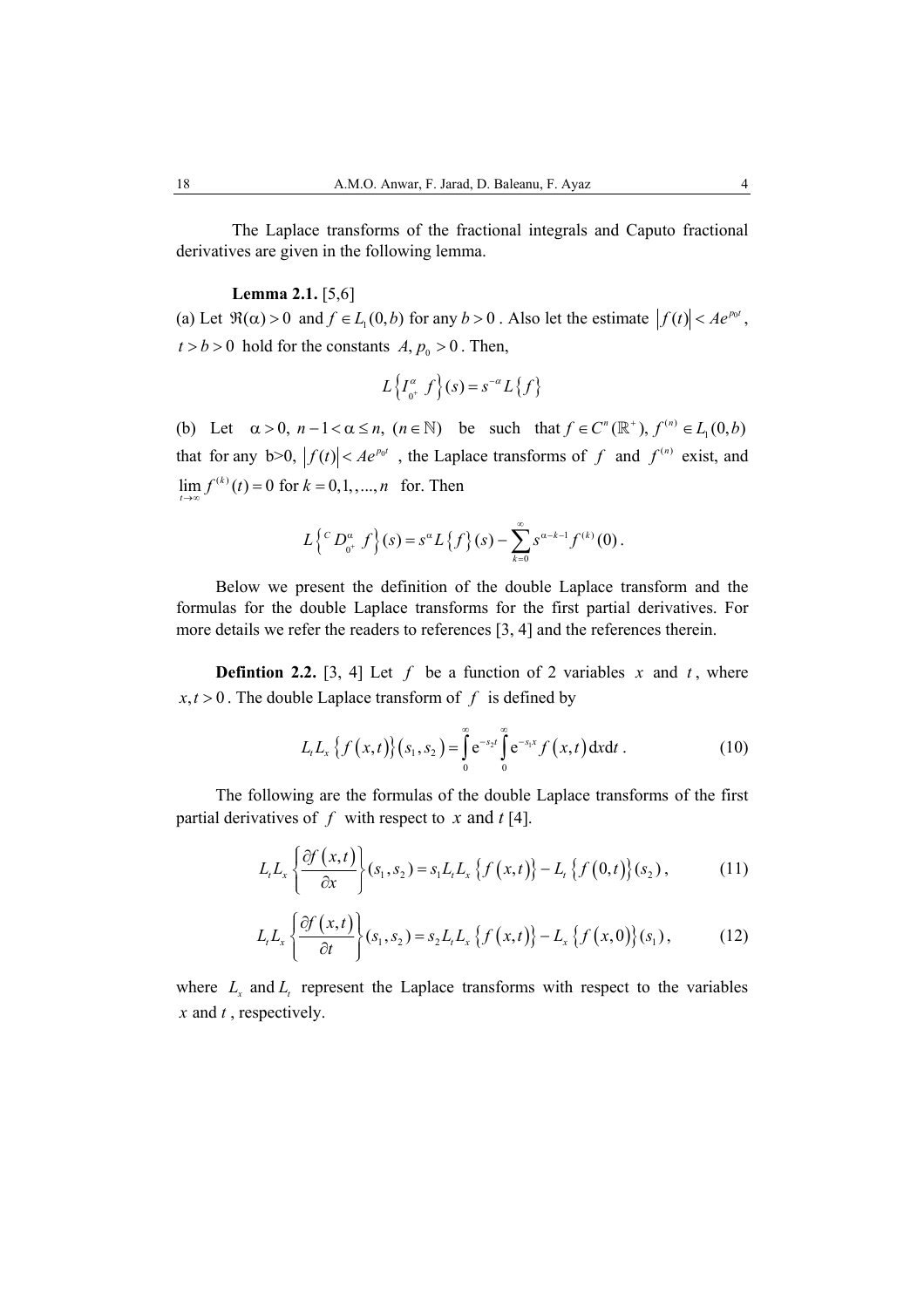The Laplace transforms of the fractional integrals and Caputo fractional derivatives are given in the following lemma.

**Lemma 2.1.** [5,6]
(a) Let $\Re(\alpha) > 0$ and $f \in L_1(0,b)$ for any $b > 0$. Also let the estimate $|f(t)| < Ae^{p_0 t}$, $t > b > 0$ hold for the constants $A, p_0 > 0$. Then,

$$L\left\{ I_{0^+}^{\alpha} f \right\}(s) = s^{-\alpha} L\left\{ f \right\}$$

(b) Let $\alpha > 0,\ n-1 < \alpha \le n,\ (n \in \mathbb{N})$ be such that $f \in C^n(\mathbb{R}^+),\ f^{(n)} \in L_1(0,b)$ that for any b>0, $|f(t)| < Ae^{p_0 t}$ , the Laplace transforms of $f$ and $f^{(n)}$ exist, and $\lim_{t \to \infty} f^{(k)}(t) = 0$ for $k = 0,1,,...,n$ for. Then

$$L\left\{ {}^{C}D_{0^+}^{\alpha} f \right\}(s) = s^{\alpha} L\left\{ f \right\}(s) - \sum_{k=0}^{\infty} s^{\alpha-k-1} f^{(k)}(0).$$

Below we present the definition of the double Laplace transform and the formulas for the double Laplace transforms for the first partial derivatives. For more details we refer the readers to references [3, 4] and the references therein.

**Defintion 2.2.** [3, 4] Let $f$ be a function of 2 variables $x$ and $t$, where $x, t > 0$. The double Laplace transform of $f$ is defined by

$$L_t L_x \left\{ f(x,t) \right\}(s_1, s_2) = \int_0^{\infty} \mathrm{e}^{-s_2 t} \int_0^{\infty} \mathrm{e}^{-s_1 x} f(x,t)\,\mathrm{d}x\mathrm{d}t. \tag{10}$$

The following are the formulas of the double Laplace transforms of the first partial derivatives of $f$ with respect to $x$ and $t$ [4].

$$L_t L_x \left\{ \frac{\partial f(x,t)}{\partial x} \right\}(s_1, s_2) = s_1 L_t L_x \left\{ f(x,t) \right\} - L_t \left\{ f(0,t) \right\}(s_2), \tag{11}$$

$$L_t L_x \left\{ \frac{\partial f(x,t)}{\partial t} \right\}(s_1, s_2) = s_2 L_t L_x \left\{ f(x,t) \right\} - L_x \left\{ f(x,0) \right\}(s_1), \tag{12}$$

where $L_x$ and $L_t$ represent the Laplace transforms with respect to the variables $x$ and $t$, respectively.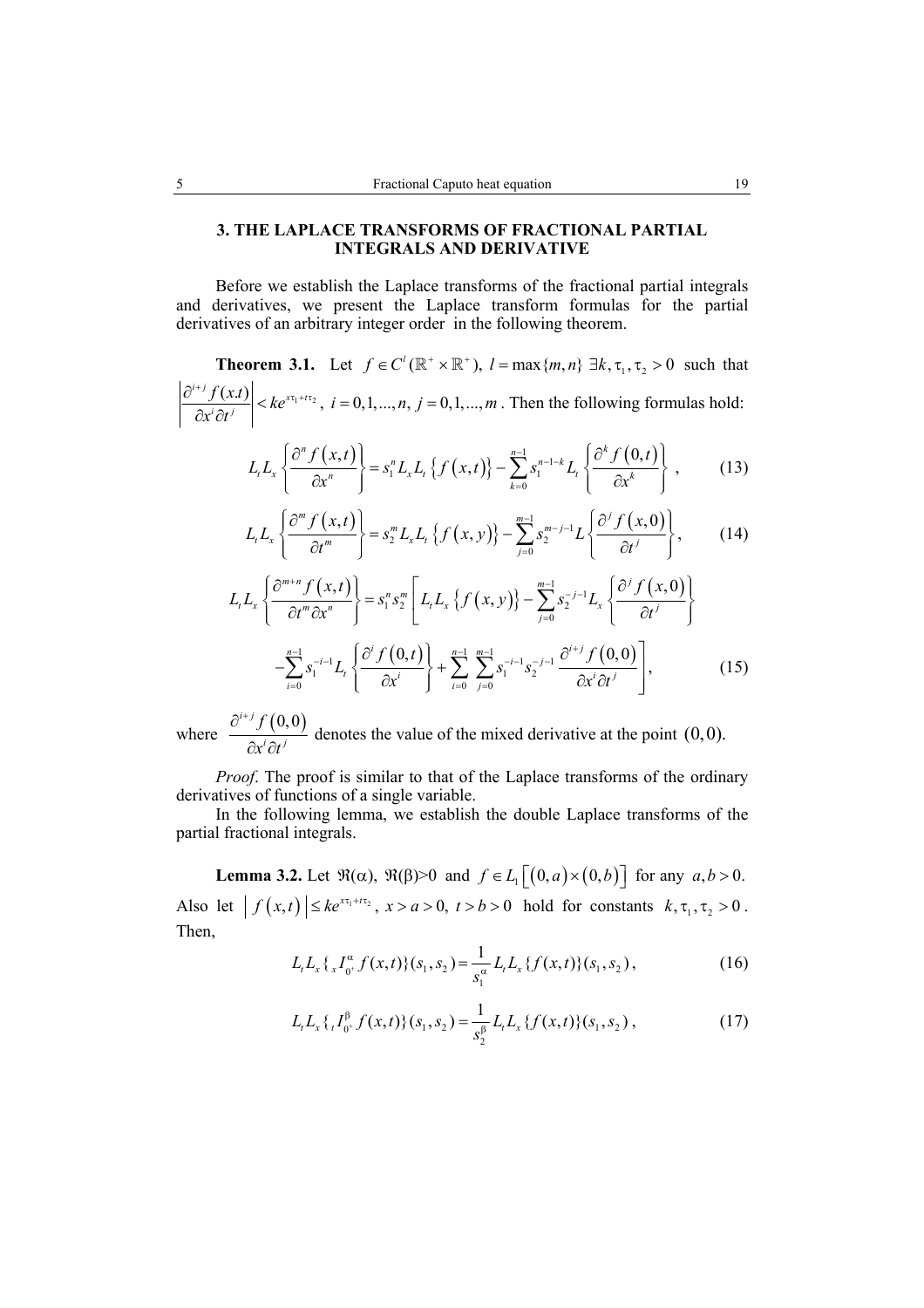## 3. THE LAPLACE TRANSFORMS OF FRACTIONAL PARTIAL INTEGRALS AND DERIVATIVE

Before we establish the Laplace transforms of the fractional partial integrals and derivatives, we present the Laplace transform formulas for the partial derivatives of an arbitrary integer order in the following theorem.

**Theorem 3.1.** Let $f \in C^l(\mathbb{R}^+ \times \mathbb{R}^+),\ l = \max\{m, n\}\ \exists k, \tau_1, \tau_2 > 0$ such that $\left|\dfrac{\partial^{i+j} f(x.t)}{\partial x^i \partial t^j}\right| < ke^{x\tau_1 + t\tau_2}$, $i = 0,1,...,n,\ j = 0,1,...,m$. Then the following formulas hold:

$$L_t L_x \left\{ \frac{\partial^n f(x,t)}{\partial x^n} \right\} = s_1^n L_x L_t \left\{ f(x,t) \right\} - \sum_{k=0}^{n-1} s_1^{n-1-k} L_t \left\{ \frac{\partial^k f(0,t)}{\partial x^k} \right\}, \tag{13}$$

$$L_t L_x \left\{ \frac{\partial^m f(x,t)}{\partial t^m} \right\} = s_2^m L_x L_t \left\{ f(x,y) \right\} - \sum_{j=0}^{m-1} s_2^{m-j-1} L \left\{ \frac{\partial^j f(x,0)}{\partial t^j} \right\}, \tag{14}$$

$$L_t L_x \left\{ \frac{\partial^{m+n} f(x,t)}{\partial t^m \partial x^n} \right\} = s_1^n s_2^m \left[ L_t L_x \left\{ f(x,y) \right\} - \sum_{j=0}^{m-1} s_2^{-j-1} L_x \left\{ \frac{\partial^j f(x,0)}{\partial t^j} \right\} \right.$$
$$\left. - \sum_{i=0}^{n-1} s_1^{-i-1} L_t \left\{ \frac{\partial^i f(0,t)}{\partial x^i} \right\} + \sum_{i=0}^{n-1} \sum_{j=0}^{m-1} s_1^{-i-1} s_2^{-j-1} \frac{\partial^{i+j} f(0,0)}{\partial x^i \partial t^j} \right], \tag{15}$$

where $\dfrac{\partial^{i+j} f(0,0)}{\partial x^i \partial t^j}$ denotes the value of the mixed derivative at the point $(0,0)$.

*Proof*. The proof is similar to that of the Laplace transforms of the ordinary derivatives of functions of a single variable.

In the following lemma, we establish the double Laplace transforms of the partial fractional integrals.

**Lemma 3.2.** Let $\Re(\alpha),\ \Re(\beta) > 0$ and $f \in L_1\left[(0,a) \times (0,b)\right]$ for any $a, b > 0$. Also let $\left| f(x,t) \right| \le ke^{x\tau_1 + t\tau_2}$, $x > a > 0,\ t > b > 0$ hold for constants $k, \tau_1, \tau_2 > 0$. Then,

$$L_t L_x \{ {}_x I_{0^+}^{\alpha} f(x,t) \}(s_1, s_2) = \frac{1}{s_1^{\alpha}} L_t L_x \{ f(x,t) \}(s_1, s_2), \tag{16}$$

$$L_t L_x \{ {}_t I_{0^+}^{\beta} f(x,t) \}(s_1, s_2) = \frac{1}{s_2^{\beta}} L_t L_x \{ f(x,t) \}(s_1, s_2), \tag{17}$$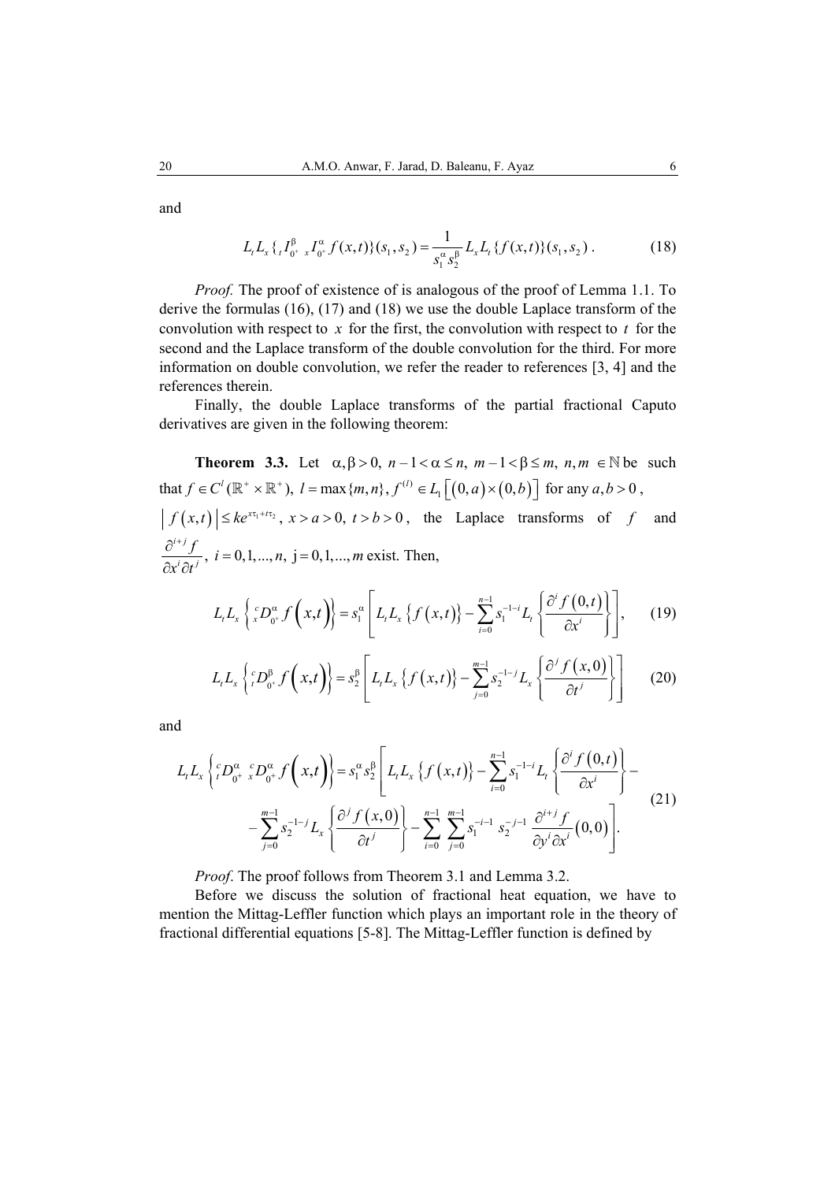and

$$L_t L_x \{ {}_t I^{\beta}_{0^+} \, {}_x I^{\alpha}_{0^+} f(x,t) \}(s_1, s_2) = \frac{1}{s_1^{\alpha} s_2^{\beta}} L_x L_t \{ f(x,t) \}(s_1, s_2) \, . \tag{18}$$

*Proof.* The proof of existence of is analogous of the proof of Lemma 1.1. To derive the formulas (16), (17) and (18) we use the double Laplace transform of the convolution with respect to $x$ for the first, the convolution with respect to $t$ for the second and the Laplace transform of the double convolution for the third. For more information on double convolution, we refer the reader to references [3, 4] and the references therein.

Finally, the double Laplace transforms of the partial fractional Caputo derivatives are given in the following theorem:

**Theorem 3.3.** Let $\alpha, \beta > 0,\ n-1 < \alpha \le n,\ m-1 < \beta \le m,\ n, m \in \mathbb{N}$ be such that $f \in C^l(\mathbb{R}^+ \times \mathbb{R}^+),\ l = \max\{m,n\},\ f^{(l)} \in L_1\left[(0,a)\times(0,b)\right]$ for any $a, b > 0$, $\left| f(x,t) \right| \le k e^{x\tau_1 + t\tau_2},\ x > a > 0,\ t > b > 0$, the Laplace transforms of $f$ and $\dfrac{\partial^{i+j} f}{\partial x^i \partial t^j},\ i = 0,1,...,n,\ \mathrm{j} = 0,1,...,m$ exist. Then,

$$L_t L_x \left\{ {}^c_x D^{\alpha}_{0^+} f\left(x,t\right) \right\} = s_1^{\alpha} \left[ L_t L_x \left\{ f\left(x,t\right) \right\} - \sum_{i=0}^{n-1} s_1^{-1-i} L_t \left\{ \frac{\partial^i f\left(0,t\right)}{\partial x^i} \right\} \right], \tag{19}$$

$$L_t L_x \left\{ {}^c_t D^{\beta}_{0^+} f\left(x,t\right) \right\} = s_2^{\beta} \left[ L_t L_x \left\{ f\left(x,t\right) \right\} - \sum_{j=0}^{m-1} s_2^{-1-j} L_x \left\{ \frac{\partial^j f\left(x,0\right)}{\partial t^j} \right\} \right] \tag{20}$$

and

$$\begin{aligned} L_t L_x \left\{ {}^c_t D^{\alpha}_{0^+} \, {}^c_x D^{\alpha}_{0^+} f\left(x,t\right) \right\} = s_1^{\alpha} s_2^{\beta} \Bigg[ & L_t L_x \left\{ f\left(x,t\right) \right\} - \sum_{i=0}^{n-1} s_1^{-1-i} L_t \left\{ \frac{\partial^i f\left(0,t\right)}{\partial x^i} \right\} - \\ & - \sum_{j=0}^{m-1} s_2^{-1-j} L_x \left\{ \frac{\partial^j f\left(x,0\right)}{\partial t^j} \right\} - \sum_{i=0}^{n-1} \sum_{j=0}^{m-1} s_1^{-i-1} \, s_2^{-j-1} \, \frac{\partial^{i+j} f}{\partial y^i \partial x^i}\left(0,0\right) \Bigg]. \end{aligned} \tag{21}$$

*Proof*. The proof follows from Theorem 3.1 and Lemma 3.2.

Before we discuss the solution of fractional heat equation, we have to mention the Mittag-Leffler function which plays an important role in the theory of fractional differential equations [5-8]. The Mittag-Leffler function is defined by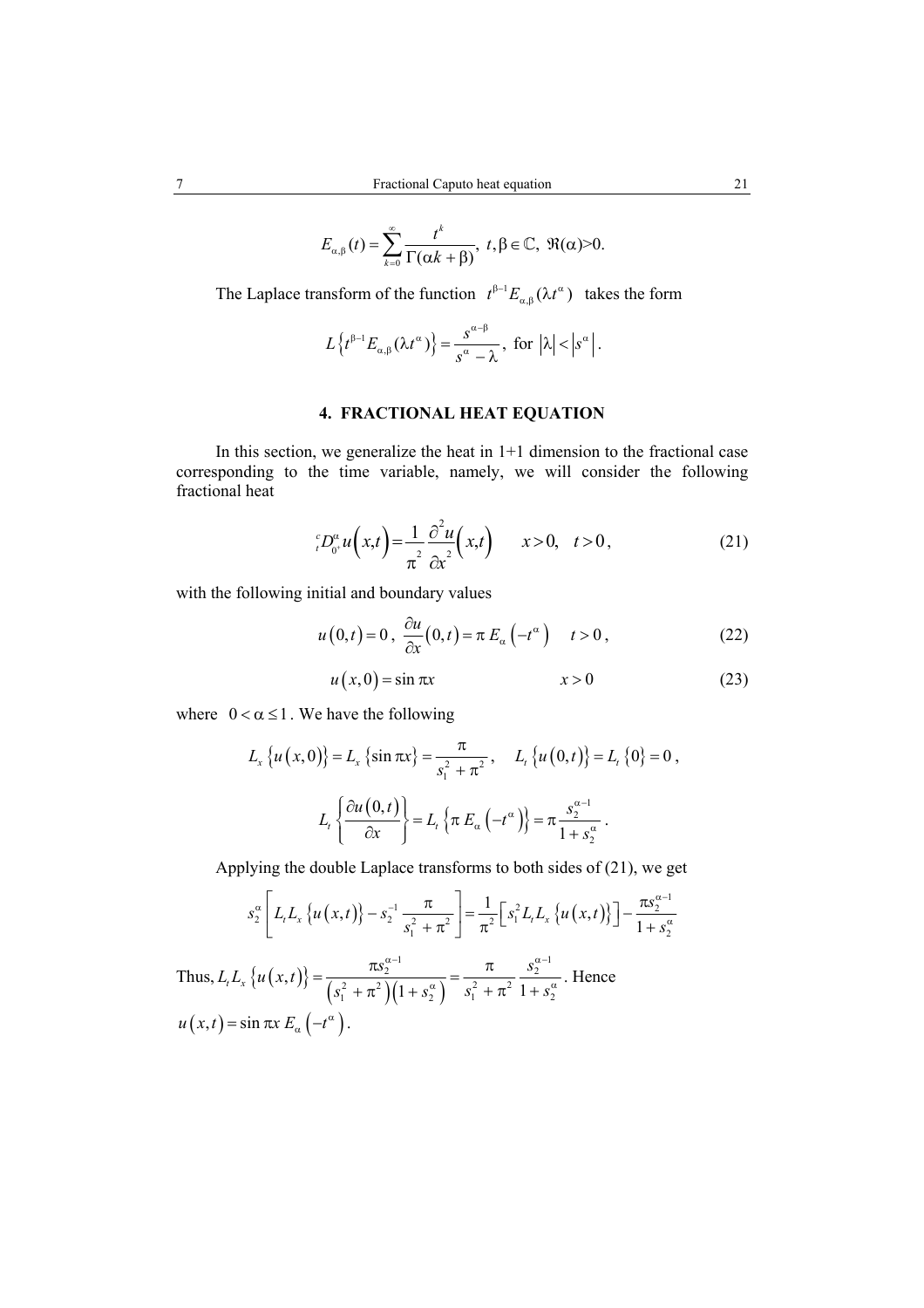$$E_{\alpha,\beta}(t)=\sum_{k=0}^{\infty}\frac{t^k}{\Gamma(\alpha k+\beta)},\ t,\beta\in\mathbb{C},\ \Re(\alpha)>0.$$

The Laplace transform of the function $t^{\beta-1}E_{\alpha,\beta}(\lambda t^{\alpha})$ takes the form

$$L\left\{t^{\beta-1}E_{\alpha,\beta}(\lambda t^{\alpha})\right\}=\frac{s^{\alpha-\beta}}{s^{\alpha}-\lambda},\ \text{for } |\lambda|<|s^{\alpha}|.$$

## 4. FRACTIONAL HEAT EQUATION

In this section, we generalize the heat in 1+1 dimension to the fractional case corresponding to the time variable, namely, we will consider the following fractional heat

$$ {}_{t}^{c}D_{0^+}^{\alpha}u(x,t)=\frac{1}{\pi^2}\frac{\partial^2 u}{\partial x^2}(x,t) \qquad x>0,\quad t>0, \tag{21}$$

with the following initial and boundary values

$$u(0,t)=0,\ \frac{\partial u}{\partial x}(0,t)=\pi\, E_{\alpha}\left(-t^{\alpha}\right) \qquad t>0, \tag{22}$$

$$u(x,0)=\sin \pi x \qquad\qquad x>0 \tag{23}$$

where $0<\alpha\le 1$. We have the following

$$L_x\left\{u(x,0)\right\}=L_x\left\{\sin \pi x\right\}=\frac{\pi}{s_1^2+\pi^2},\qquad L_t\left\{u(0,t)\right\}=L_t\left\{0\right\}=0,$$

$$L_t\left\{\frac{\partial u(0,t)}{\partial x}\right\}=L_t\left\{\pi\, E_{\alpha}\left(-t^{\alpha}\right)\right\}=\pi\frac{s_2^{\alpha-1}}{1+s_2^{\alpha}}.$$

Applying the double Laplace transforms to both sides of (21), we get

$$s_2^{\alpha}\left[L_tL_x\left\{u(x,t)\right\}-s_2^{-1}\frac{\pi}{s_1^2+\pi^2}\right]=\frac{1}{\pi^2}\left[s_1^2L_tL_x\left\{u(x,t)\right\}\right]-\frac{\pi s_2^{\alpha-1}}{1+s_2^{\alpha}}$$

Thus, $L_tL_x\left\{u(x,t)\right\}=\dfrac{\pi s_2^{\alpha-1}}{\left(s_1^2+\pi^2\right)\left(1+s_2^{\alpha}\right)}=\dfrac{\pi}{s_1^2+\pi^2}\dfrac{s_2^{\alpha-1}}{1+s_2^{\alpha}}$. Hence $u(x,t)=\sin \pi x\, E_{\alpha}\left(-t^{\alpha}\right)$.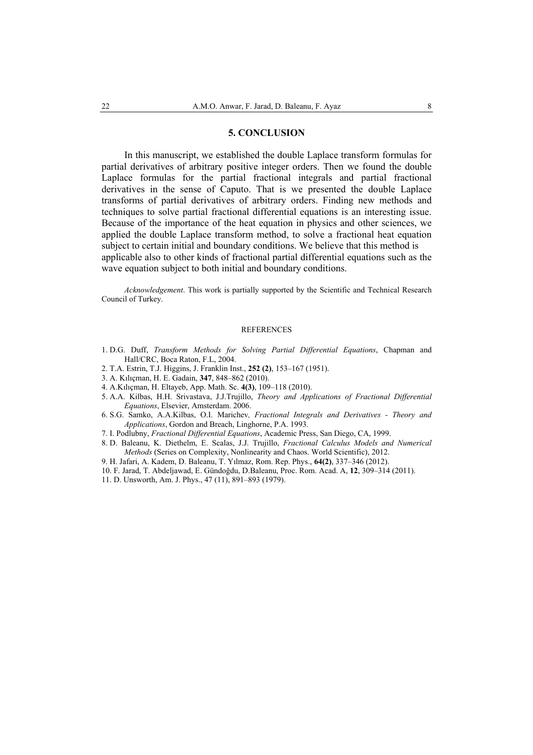## 5. CONCLUSION

In this manuscript, we established the double Laplace transform formulas for partial derivatives of arbitrary positive integer orders. Then we found the double Laplace formulas for the partial fractional integrals and partial fractional derivatives in the sense of Caputo. That is we presented the double Laplace transforms of partial derivatives of arbitrary orders. Finding new methods and techniques to solve partial fractional differential equations is an interesting issue. Because of the importance of the heat equation in physics and other sciences, we applied the double Laplace transform method, to solve a fractional heat equation subject to certain initial and boundary conditions. We believe that this method is applicable also to other kinds of fractional partial differential equations such as the wave equation subject to both initial and boundary conditions.

*Acknowledgement*. This work is partially supported by the Scientific and Technical Research Council of Turkey.

### REFERENCES

1. D.G. Duff, *Transform Methods for Solving Partial Differential Equations*, Chapman and Hall/CRC, Boca Raton, F.L, 2004.
2. T.A. Estrin, T.J. Higgins, J. Franklin Inst., **252 (2)**, 153–167 (1951).
3. A. Kılıçman, H. E. Gadain, **347**, 848–862 (2010).
4. A.Kılıçman, H. Eltayeb, App. Math. Sc. **4(3)**, 109–118 (2010).
5. A.A. Kilbas, H.H. Srivastava, J.J.Trujillo, *Theory and Applications of Fractional Differential Equations*, Elsevier, Amsterdam. 2006.
6. S.G. Samko, A.A.Kilbas, O.I. Marichev*, Fractional Integrals and Derivatives - Theory and Applications*, Gordon and Breach, Linghorne, P.A. 1993.
7. I. Podlubny, *Fractional Differential Equations*, Academic Press, San Diego, CA, 1999.
8. D. Baleanu, K. Diethelm, E. Scalas, J.J. Trujillo, *Fractional Calculus Models and Numerical Methods* (Series on Complexity, Nonlinearity and Chaos. World Scientific), 2012.
9. H. Jafari, A. Kadem, D. Baleanu, T. Yılmaz, Rom. Rep. Phys., **64(2)**, 337–346 (2012).
10. F. Jarad, T. Abdeljawad, E. Gündoğdu, D.Baleanu, Proc. Rom. Acad. A, **12**, 309–314 (2011).
11. D. Unsworth, Am. J. Phys., 47 (11), 891–893 (1979).